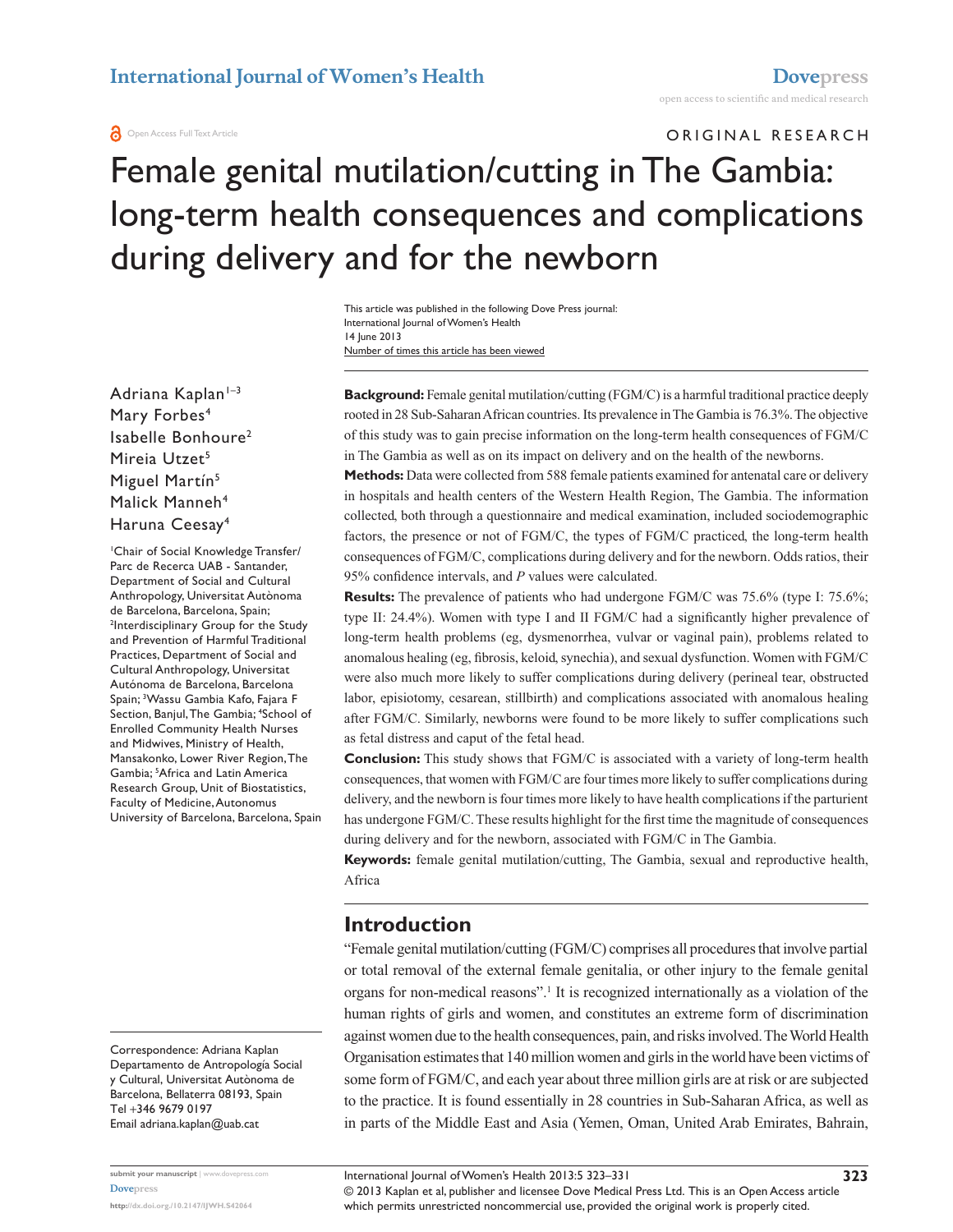ORIGINAL RESEARCH

# Female genital mutilation/cutting in The Gambia: long-term health consequences and complications during delivery and for the newborn

This article was published in the following Dove Press journal:
International Journal of Women's Health
14 June 2013
Number of times this article has been viewed

Adriana Kaplan[1–3]
Mary Forbes[4]
Isabelle Bonhoure[2]
Mireia Utzet[5]
Miguel Martín[5]
Malick Manneh[4]
Haruna Ceesay[4]

[1]Chair of Social Knowledge Transfer/Parc de Recerca UAB - Santander, Department of Social and Cultural Anthropology, Universitat Autònoma de Barcelona, Barcelona, Spain; [2]Interdisciplinary Group for the Study and Prevention of Harmful Traditional Practices, Department of Social and Cultural Anthropology, Universitat Autónoma de Barcelona, Barcelona Spain; [3]Wassu Gambia Kafo, Fajara F Section, Banjul, The Gambia; [4]School of Enrolled Community Health Nurses and Midwives, Ministry of Health, Mansakonko, Lower River Region, The Gambia; [5]Africa and Latin America Research Group, Unit of Biostatistics, Faculty of Medicine, Autonomus University of Barcelona, Barcelona, Spain

Correspondence: Adriana Kaplan
Departamento de Antropología Social y Cultural, Universitat Autònoma de Barcelona, Bellaterra 08193, Spain
Tel +346 9679 0197
Email adriana.kaplan@uab.cat

**Background:** Female genital mutilation/cutting (FGM/C) is a harmful traditional practice deeply rooted in 28 Sub-Saharan African countries. Its prevalence in The Gambia is 76.3%. The objective of this study was to gain precise information on the long-term health consequences of FGM/C in The Gambia as well as on its impact on delivery and on the health of the newborns.

**Methods:** Data were collected from 588 female patients examined for antenatal care or delivery in hospitals and health centers of the Western Health Region, The Gambia. The information collected, both through a questionnaire and medical examination, included sociodemographic factors, the presence or not of FGM/C, the types of FGM/C practiced, the long-term health consequences of FGM/C, complications during delivery and for the newborn. Odds ratios, their 95% confidence intervals, and *P* values were calculated.

**Results:** The prevalence of patients who had undergone FGM/C was 75.6% (type I: 75.6%; type II: 24.4%). Women with type I and II FGM/C had a significantly higher prevalence of long-term health problems (eg, dysmenorrhea, vulvar or vaginal pain), problems related to anomalous healing (eg, fibrosis, keloid, synechia), and sexual dysfunction. Women with FGM/C were also much more likely to suffer complications during delivery (perineal tear, obstructed labor, episiotomy, cesarean, stillbirth) and complications associated with anomalous healing after FGM/C. Similarly, newborns were found to be more likely to suffer complications such as fetal distress and caput of the fetal head.

**Conclusion:** This study shows that FGM/C is associated with a variety of long-term health consequences, that women with FGM/C are four times more likely to suffer complications during delivery, and the newborn is four times more likely to have health complications if the parturient has undergone FGM/C. These results highlight for the first time the magnitude of consequences during delivery and for the newborn, associated with FGM/C in The Gambia.

**Keywords:** female genital mutilation/cutting, The Gambia, sexual and reproductive health, Africa

## Introduction

"Female genital mutilation/cutting (FGM/C) comprises all procedures that involve partial or total removal of the external female genitalia, or other injury to the female genital organs for non-medical reasons".[1] It is recognized internationally as a violation of the human rights of girls and women, and constitutes an extreme form of discrimination against women due to the health consequences, pain, and risks involved. The World Health Organisation estimates that 140 million women and girls in the world have been victims of some form of FGM/C, and each year about three million girls are at risk or are subjected to the practice. It is found essentially in 28 countries in Sub-Saharan Africa, as well as in parts of the Middle East and Asia (Yemen, Oman, United Arab Emirates, Bahrain,

© 2013 Kaplan et al, publisher and licensee Dove Medical Press Ltd. This is an Open Access article which permits unrestricted noncommercial use, provided the original work is properly cited.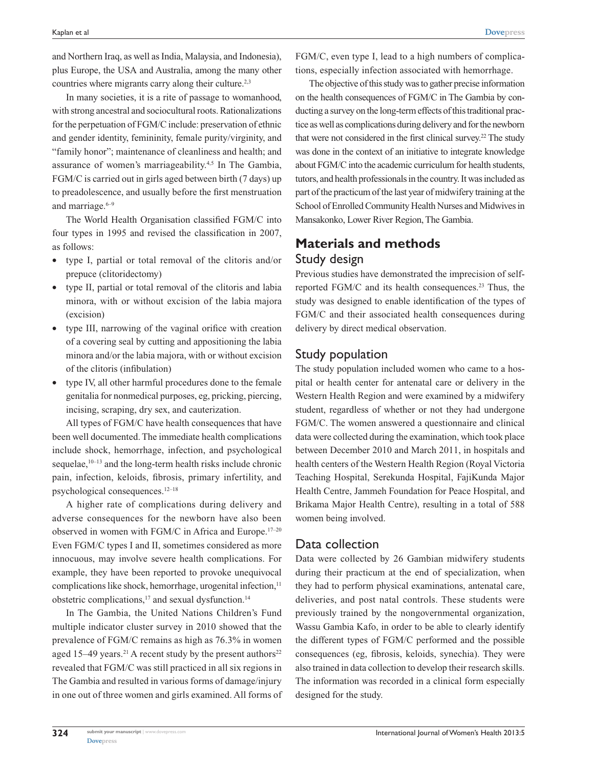and Northern Iraq, as well as India, Malaysia, and Indonesia), plus Europe, the USA and Australia, among the many other countries where migrants carry along their culture.[2,3]

In many societies, it is a rite of passage to womanhood, with strong ancestral and sociocultural roots. Rationalizations for the perpetuation of FGM/C include: preservation of ethnic and gender identity, femininity, female purity/virginity, and "family honor"; maintenance of cleanliness and health; and assurance of women's marriageability.[4,5] In The Gambia, FGM/C is carried out in girls aged between birth (7 days) up to preadolescence, and usually before the first menstruation and marriage.[6–9]

The World Health Organisation classified FGM/C into four types in 1995 and revised the classification in 2007, as follows:

- type I, partial or total removal of the clitoris and/or prepuce (clitoridectomy)
- type II, partial or total removal of the clitoris and labia minora, with or without excision of the labia majora (excision)
- type III, narrowing of the vaginal orifice with creation of a covering seal by cutting and appositioning the labia minora and/or the labia majora, with or without excision of the clitoris (infibulation)
- type IV, all other harmful procedures done to the female genitalia for nonmedical purposes, eg, pricking, piercing, incising, scraping, dry sex, and cauterization.

All types of FGM/C have health consequences that have been well documented. The immediate health complications include shock, hemorrhage, infection, and psychological sequelae,[10–13] and the long-term health risks include chronic pain, infection, keloids, fibrosis, primary infertility, and psychological consequences.[12–18]

A higher rate of complications during delivery and adverse consequences for the newborn have also been observed in women with FGM/C in Africa and Europe.[17–20] Even FGM/C types I and II, sometimes considered as more innocuous, may involve severe health complications. For example, they have been reported to provoke unequivocal complications like shock, hemorrhage, urogenital infection,[11] obstetric complications,[17] and sexual dysfunction.[14]

In The Gambia, the United Nations Children's Fund multiple indicator cluster survey in 2010 showed that the prevalence of FGM/C remains as high as 76.3% in women aged 15–49 years.[21] A recent study by the present authors[22] revealed that FGM/C was still practiced in all six regions in The Gambia and resulted in various forms of damage/injury in one out of three women and girls examined. All forms of FGM/C, even type I, lead to a high numbers of complications, especially infection associated with hemorrhage.

The objective of this study was to gather precise information on the health consequences of FGM/C in The Gambia by conducting a survey on the long-term effects of this traditional practice as well as complications during delivery and for the newborn that were not considered in the first clinical survey.[22] The study was done in the context of an initiative to integrate knowledge about FGM/C into the academic curriculum for health students, tutors, and health professionals in the country. It was included as part of the practicum of the last year of midwifery training at the School of Enrolled Community Health Nurses and Midwives in Mansakonko, Lower River Region, The Gambia.

## Materials and methods

### Study design

Previous studies have demonstrated the imprecision of self-reported FGM/C and its health consequences.[23] Thus, the study was designed to enable identification of the types of FGM/C and their associated health consequences during delivery by direct medical observation.

### Study population

The study population included women who came to a hospital or health center for antenatal care or delivery in the Western Health Region and were examined by a midwifery student, regardless of whether or not they had undergone FGM/C. The women answered a questionnaire and clinical data were collected during the examination, which took place between December 2010 and March 2011, in hospitals and health centers of the Western Health Region (Royal Victoria Teaching Hospital, Serekunda Hospital, FajiKunda Major Health Centre, Jammeh Foundation for Peace Hospital, and Brikama Major Health Centre), resulting in a total of 588 women being involved.

### Data collection

Data were collected by 26 Gambian midwifery students during their practicum at the end of specialization, when they had to perform physical examinations, antenatal care, deliveries, and post natal controls. These students were previously trained by the nongovernmental organization, Wassu Gambia Kafo, in order to be able to clearly identify the different types of FGM/C performed and the possible consequences (eg, fibrosis, keloids, synechia). They were also trained in data collection to develop their research skills. The information was recorded in a clinical form especially designed for the study.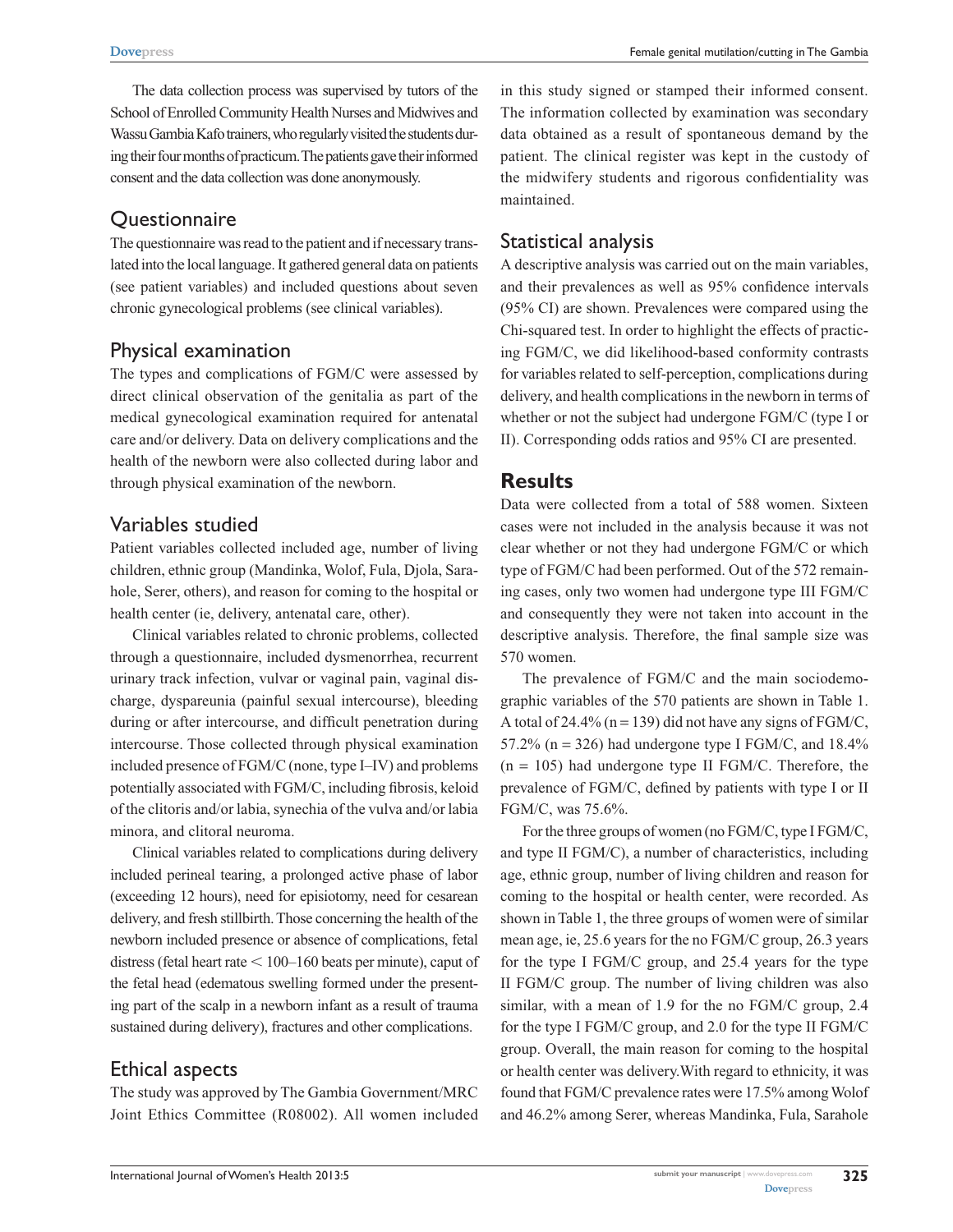The data collection process was supervised by tutors of the School of Enrolled Community Health Nurses and Midwives and Wassu Gambia Kafo trainers, who regularly visited the students during their four months of practicum. The patients gave their informed consent and the data collection was done anonymously.

## Questionnaire

The questionnaire was read to the patient and if necessary translated into the local language. It gathered general data on patients (see patient variables) and included questions about seven chronic gynecological problems (see clinical variables).

## Physical examination

The types and complications of FGM/C were assessed by direct clinical observation of the genitalia as part of the medical gynecological examination required for antenatal care and/or delivery. Data on delivery complications and the health of the newborn were also collected during labor and through physical examination of the newborn.

## Variables studied

Patient variables collected included age, number of living children, ethnic group (Mandinka, Wolof, Fula, Djola, Sarahole, Serer, others), and reason for coming to the hospital or health center (ie, delivery, antenatal care, other).

Clinical variables related to chronic problems, collected through a questionnaire, included dysmenorrhea, recurrent urinary track infection, vulvar or vaginal pain, vaginal discharge, dyspareunia (painful sexual intercourse), bleeding during or after intercourse, and difficult penetration during intercourse. Those collected through physical examination included presence of FGM/C (none, type I–IV) and problems potentially associated with FGM/C, including fibrosis, keloid of the clitoris and/or labia, synechia of the vulva and/or labia minora, and clitoral neuroma.

Clinical variables related to complications during delivery included perineal tearing, a prolonged active phase of labor (exceeding 12 hours), need for episiotomy, need for cesarean delivery, and fresh stillbirth. Those concerning the health of the newborn included presence or absence of complications, fetal distress (fetal heart rate < 100–160 beats per minute), caput of the fetal head (edematous swelling formed under the presenting part of the scalp in a newborn infant as a result of trauma sustained during delivery), fractures and other complications.

## Ethical aspects

The study was approved by The Gambia Government/MRC Joint Ethics Committee (R08002). All women included in this study signed or stamped their informed consent. The information collected by examination was secondary data obtained as a result of spontaneous demand by the patient. The clinical register was kept in the custody of the midwifery students and rigorous confidentiality was maintained.

## Statistical analysis

A descriptive analysis was carried out on the main variables, and their prevalences as well as 95% confidence intervals (95% CI) are shown. Prevalences were compared using the Chi-squared test. In order to highlight the effects of practicing FGM/C, we did likelihood-based conformity contrasts for variables related to self-perception, complications during delivery, and health complications in the newborn in terms of whether or not the subject had undergone FGM/C (type I or II). Corresponding odds ratios and 95% CI are presented.

# Results

Data were collected from a total of 588 women. Sixteen cases were not included in the analysis because it was not clear whether or not they had undergone FGM/C or which type of FGM/C had been performed. Out of the 572 remaining cases, only two women had undergone type III FGM/C and consequently they were not taken into account in the descriptive analysis. Therefore, the final sample size was 570 women.

The prevalence of FGM/C and the main sociodemographic variables of the 570 patients are shown in Table 1. A total of 24.4% (n = 139) did not have any signs of FGM/C, 57.2% (n = 326) had undergone type I FGM/C, and 18.4% (n = 105) had undergone type II FGM/C. Therefore, the prevalence of FGM/C, defined by patients with type I or II FGM/C, was 75.6%.

For the three groups of women (no FGM/C, type I FGM/C, and type II FGM/C), a number of characteristics, including age, ethnic group, number of living children and reason for coming to the hospital or health center, were recorded. As shown in Table 1, the three groups of women were of similar mean age, ie, 25.6 years for the no FGM/C group, 26.3 years for the type I FGM/C group, and 25.4 years for the type II FGM/C group. The number of living children was also similar, with a mean of 1.9 for the no FGM/C group, 2.4 for the type I FGM/C group, and 2.0 for the type II FGM/C group. Overall, the main reason for coming to the hospital or health center was delivery. With regard to ethnicity, it was found that FGM/C prevalence rates were 17.5% among Wolof and 46.2% among Serer, whereas Mandinka, Fula, Sarahole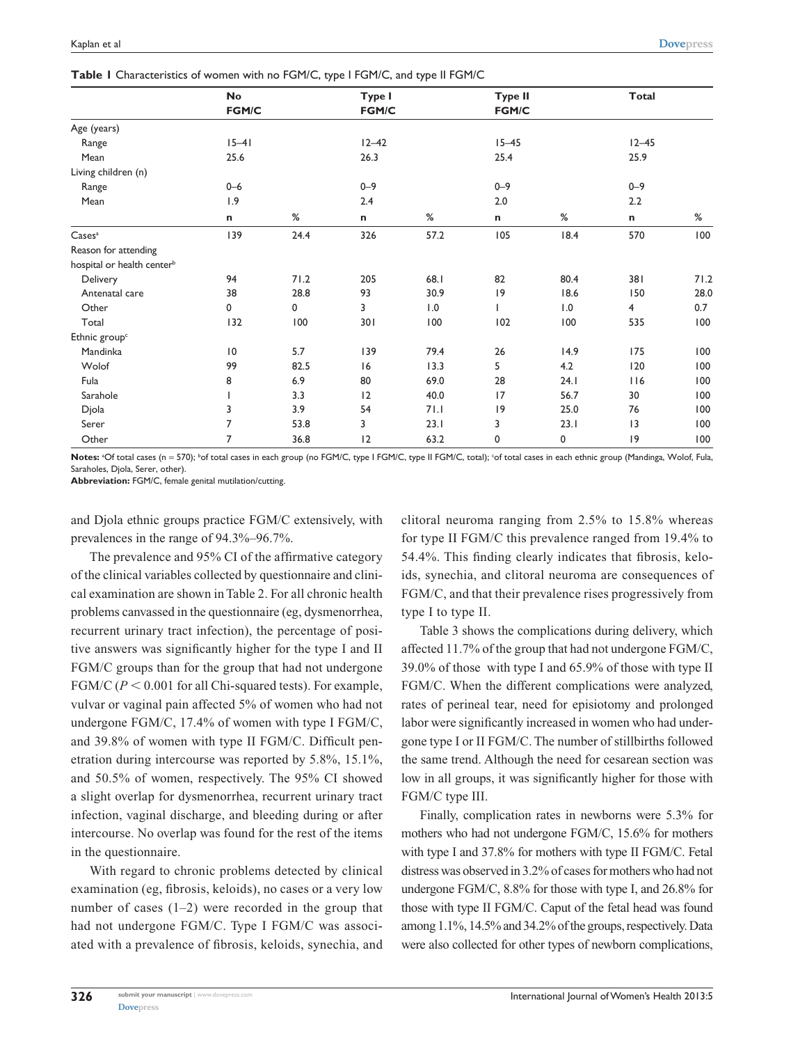**Table 1** Characteristics of women with no FGM/C, type I FGM/C, and type II FGM/C

| | No FGM/C | | Type I FGM/C | | Type II FGM/C | | Total | |
|---|---|---|---|---|---|---|---|---|
| Age (years) | | | | | | | | |
| Range | 15–41 | | 12–42 | | 15–45 | | 12–45 | |
| Mean | 25.6 | | 26.3 | | 25.4 | | 25.9 | |
| Living children (n) | | | | | | | | |
| Range | 0–6 | | 0–9 | | 0–9 | | 0–9 | |
| Mean | 1.9 | | 2.4 | | 2.0 | | 2.2 | |
| | n | % | n | % | n | % | n | % |
| Cases[a] | 139 | 24.4 | 326 | 57.2 | 105 | 18.4 | 570 | 100 |
| Reason for attending hospital or health center[b] | | | | | | | | |
| Delivery | 94 | 71.2 | 205 | 68.1 | 82 | 80.4 | 381 | 71.2 |
| Antenatal care | 38 | 28.8 | 93 | 30.9 | 19 | 18.6 | 150 | 28.0 |
| Other | 0 | 0 | 3 | 1.0 | 1 | 1.0 | 4 | 0.7 |
| Total | 132 | 100 | 301 | 100 | 102 | 100 | 535 | 100 |
| Ethnic group[c] | | | | | | | | |
| Mandinka | 10 | 5.7 | 139 | 79.4 | 26 | 14.9 | 175 | 100 |
| Wolof | 99 | 82.5 | 16 | 13.3 | 5 | 4.2 | 120 | 100 |
| Fula | 8 | 6.9 | 80 | 69.0 | 28 | 24.1 | 116 | 100 |
| Sarahole | 1 | 3.3 | 12 | 40.0 | 17 | 56.7 | 30 | 100 |
| Djola | 3 | 3.9 | 54 | 71.1 | 19 | 25.0 | 76 | 100 |
| Serer | 7 | 53.8 | 3 | 23.1 | 3 | 23.1 | 13 | 100 |
| Other | 7 | 36.8 | 12 | 63.2 | 0 | 0 | 19 | 100 |

**Notes:** [a]Of total cases (n = 570); [b]of total cases in each group (no FGM/C, type I FGM/C, type II FGM/C, total); [c]of total cases in each ethnic group (Mandinga, Wolof, Fula, Saraholes, Djola, Serer, other).

**Abbreviation:** FGM/C, female genital mutilation/cutting.

and Djola ethnic groups practice FGM/C extensively, with prevalences in the range of 94.3%–96.7%.

The prevalence and 95% CI of the affirmative category of the clinical variables collected by questionnaire and clinical examination are shown in Table 2. For all chronic health problems canvassed in the questionnaire (eg, dysmenorrhea, recurrent urinary tract infection), the percentage of positive answers was significantly higher for the type I and II FGM/C groups than for the group that had not undergone FGM/C ($P < 0.001$ for all Chi-squared tests). For example, vulvar or vaginal pain affected 5% of women who had not undergone FGM/C, 17.4% of women with type I FGM/C, and 39.8% of women with type II FGM/C. Difficult penetration during intercourse was reported by 5.8%, 15.1%, and 50.5% of women, respectively. The 95% CI showed a slight overlap for dysmenorrhea, recurrent urinary tract infection, vaginal discharge, and bleeding during or after intercourse. No overlap was found for the rest of the items in the questionnaire.

With regard to chronic problems detected by clinical examination (eg, fibrosis, keloids), no cases or a very low number of cases (1–2) were recorded in the group that had not undergone FGM/C. Type I FGM/C was associated with a prevalence of fibrosis, keloids, synechia, and clitoral neuroma ranging from 2.5% to 15.8% whereas for type II FGM/C this prevalence ranged from 19.4% to 54.4%. This finding clearly indicates that fibrosis, keloids, synechia, and clitoral neuroma are consequences of FGM/C, and that their prevalence rises progressively from type I to type II.

Table 3 shows the complications during delivery, which affected 11.7% of the group that had not undergone FGM/C, 39.0% of those with type I and 65.9% of those with type II FGM/C. When the different complications were analyzed, rates of perineal tear, need for episiotomy and prolonged labor were significantly increased in women who had undergone type I or II FGM/C. The number of stillbirths followed the same trend. Although the need for cesarean section was low in all groups, it was significantly higher for those with FGM/C type III.

Finally, complication rates in newborns were 5.3% for mothers who had not undergone FGM/C, 15.6% for mothers with type I and 37.8% for mothers with type II FGM/C. Fetal distress was observed in 3.2% of cases for mothers who had not undergone FGM/C, 8.8% for those with type I, and 26.8% for those with type II FGM/C. Caput of the fetal head was found among 1.1%, 14.5% and 34.2% of the groups, respectively. Data were also collected for other types of newborn complications,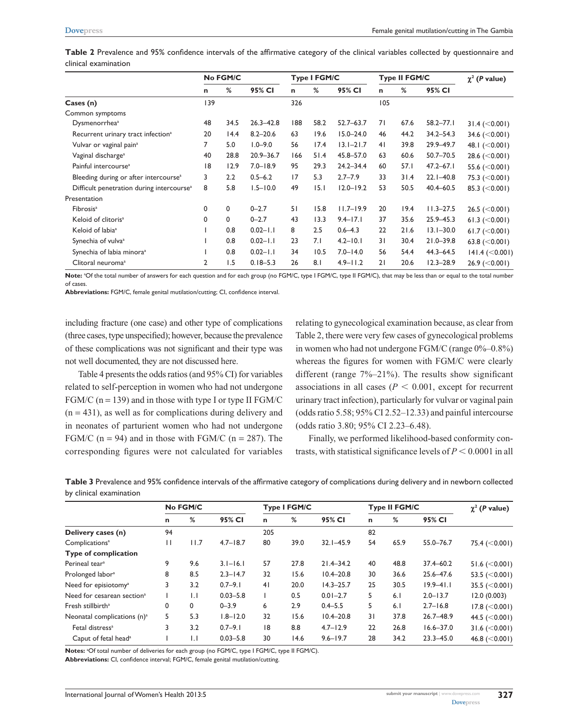**Table 2** Prevalence and 95% confidence intervals of the affirmative category of the clinical variables collected by questionnaire and clinical examination

| | No FGM/C | | | Type I FGM/C | | | Type II FGM/C | | | $\chi^2$ (*P* value) |
|---|---|---|---|---|---|---|---|---|---|---|
| | n | % | 95% CI | n | % | 95% CI | n | % | 95% CI | |
| **Cases (n)** | 139 | | | 326 | | | 105 | | | |
| Common symptoms | | | | | | | | | | |
| Dysmenorrhea[a] | 48 | 34.5 | 26.3–42.8 | 188 | 58.2 | 52.7–63.7 | 71 | 67.6 | 58.2–77.1 | 31.4 (<0.001) |
| Recurrent urinary tract infection[a] | 20 | 14.4 | 8.2–20.6 | 63 | 19.6 | 15.0–24.0 | 46 | 44.2 | 34.2–54.3 | 34.6 (<0.001) |
| Vulvar or vaginal pain[a] | 7 | 5.0 | 1.0–9.0 | 56 | 17.4 | 13.1–21.7 | 41 | 39.8 | 29.9–49.7 | 48.1 (<0.001) |
| Vaginal discharge[a] | 40 | 28.8 | 20.9–36.7 | 166 | 51.4 | 45.8–57.0 | 63 | 60.6 | 50.7–70.5 | 28.6 (<0.001) |
| Painful intercourse[a] | 18 | 12.9 | 7.0–18.9 | 95 | 29.3 | 24.2–34.4 | 60 | 57.1 | 47.2–67.1 | 55.6 (<0.001) |
| Bleeding during or after intercourse[a] | 3 | 2.2 | 0.5–6.2 | 17 | 5.3 | 2.7–7.9 | 33 | 31.4 | 22.1–40.8 | 75.3 (<0.001) |
| Difficult penetration during intercourse[a] | 8 | 5.8 | 1.5–10.0 | 49 | 15.1 | 12.0–19.2 | 53 | 50.5 | 40.4–60.5 | 85.3 (<0.001) |
| Presentation | | | | | | | | | | |
| Fibrosis[a] | 0 | 0 | 0–2.7 | 51 | 15.8 | 11.7–19.9 | 20 | 19.4 | 11.3–27.5 | 26.5 (<0.001) |
| Keloid of clitoris[a] | 0 | 0 | 0–2.7 | 43 | 13.3 | 9.4–17.1 | 37 | 35.6 | 25.9–45.3 | 61.3 (<0.001) |
| Keloid of labia[a] | 1 | 0.8 | 0.02–1.1 | 8 | 2.5 | 0.6–4.3 | 22 | 21.6 | 13.1–30.0 | 61.7 (<0.001) |
| Synechia of vulva[a] | 1 | 0.8 | 0.02–1.1 | 23 | 7.1 | 4.2–10.1 | 31 | 30.4 | 21.0–39.8 | 63.8 (<0.001) |
| Synechia of labia minora[a] | 1 | 0.8 | 0.02–1.1 | 34 | 10.5 | 7.0–14.0 | 56 | 54.4 | 44.3–64.5 | 141.4 (<0.001) |
| Clitoral neuroma[a] | 2 | 1.5 | 0.18–5.3 | 26 | 8.1 | 4.9–11.2 | 21 | 20.6 | 12.3–28.9 | 26.9 (<0.001) |

**Note:** [a]Of the total number of answers for each question and for each group (no FGM/C, type I FGM/C, type II FGM/C), that may be less than or equal to the total number of cases.
**Abbreviations:** FGM/C, female genital mutilation/cutting; CI, confidence interval.

including fracture (one case) and other type of complications (three cases, type unspecified); however, because the prevalence of these complications was not significant and their type was not well documented, they are not discussed here.

Table 4 presents the odds ratios (and 95% CI) for variables related to self-perception in women who had not undergone FGM/C (n = 139) and in those with type I or type II FGM/C (n = 431), as well as for complications during delivery and in neonates of parturient women who had not undergone FGM/C (n = 94) and in those with FGM/C (n = 287). The corresponding figures were not calculated for variables relating to gynecological examination because, as clear from Table 2, there were very few cases of gynecological problems in women who had not undergone FGM/C (range 0%–0.8%) whereas the figures for women with FGM/C were clearly different (range 7%–21%). The results show significant associations in all cases ($P < 0.001$, except for recurrent urinary tract infection), particularly for vulvar or vaginal pain (odds ratio 5.58; 95% CI 2.52–12.33) and painful intercourse (odds ratio 3.80; 95% CI 2.23–6.48).

Finally, we performed likelihood-based conformity contrasts, with statistical significance levels of $P < 0.0001$ in all

**Table 3** Prevalence and 95% confidence intervals of the affirmative category of complications during delivery and in newborn collected by clinical examination

| | No FGM/C | | | Type I FGM/C | | | Type II FGM/C | | | $\chi^2$ (*P* value) |
|---|---|---|---|---|---|---|---|---|---|---|
| | n | % | 95% CI | n | % | 95% CI | n | % | 95% CI | |
| **Delivery cases (n)** | 94 | | | 205 | | | 82 | | | |
| Complications[a] | 11 | 11.7 | 4.7–18.7 | 80 | 39.0 | 32.1–45.9 | 54 | 65.9 | 55.0–76.7 | 75.4 (<0.001) |
| **Type of complication** | | | | | | | | | | |
| Perineal tear[a] | 9 | 9.6 | 3.1–16.1 | 57 | 27.8 | 21.4–34.2 | 40 | 48.8 | 37.4–60.2 | 51.6 (<0.001) |
| Prolonged labor[a] | 8 | 8.5 | 2.3–14.7 | 32 | 15.6 | 10.4–20.8 | 30 | 36.6 | 25.6–47.6 | 53.5 (<0.001) |
| Need for episiotomy[a] | 3 | 3.2 | 0.7–9.1 | 41 | 20.0 | 14.3–25.7 | 25 | 30.5 | 19.9–41.1 | 35.5 (<0.001) |
| Need for cesarean section[a] | 1 | 1.1 | 0.03–5.8 | 1 | 0.5 | 0.01–2.7 | 5 | 6.1 | 2.0–13.7 | 12.0 (0.003) |
| Fresh stillbirth[a] | 0 | 0 | 0–3.9 | 6 | 2.9 | 0.4–5.5 | 5 | 6.1 | 2.7–16.8 | 17.8 (<0.001) |
| Neonatal complications (n)[a] | 5 | 5.3 | 1.8–12.0 | 32 | 15.6 | 10.4–20.8 | 31 | 37.8 | 26.7–48.9 | 44.5 (<0.001) |
| Fetal distress[a] | 3 | 3.2 | 0.7–9.1 | 18 | 8.8 | 4.7–12.9 | 22 | 26.8 | 16.6–37.0 | 31.6 (<0.001) |
| Caput of fetal head[a] | 1 | 1.1 | 0.03–5.8 | 30 | 14.6 | 9.6–19.7 | 28 | 34.2 | 23.3–45.0 | 46.8 (<0.001) |

**Notes:** [a]Of total number of deliveries for each group (no FGM/C, type I FGM/C, type II FGM/C).
**Abbreviations:** CI, confidence interval; FGM/C, female genital mutilation/cutting.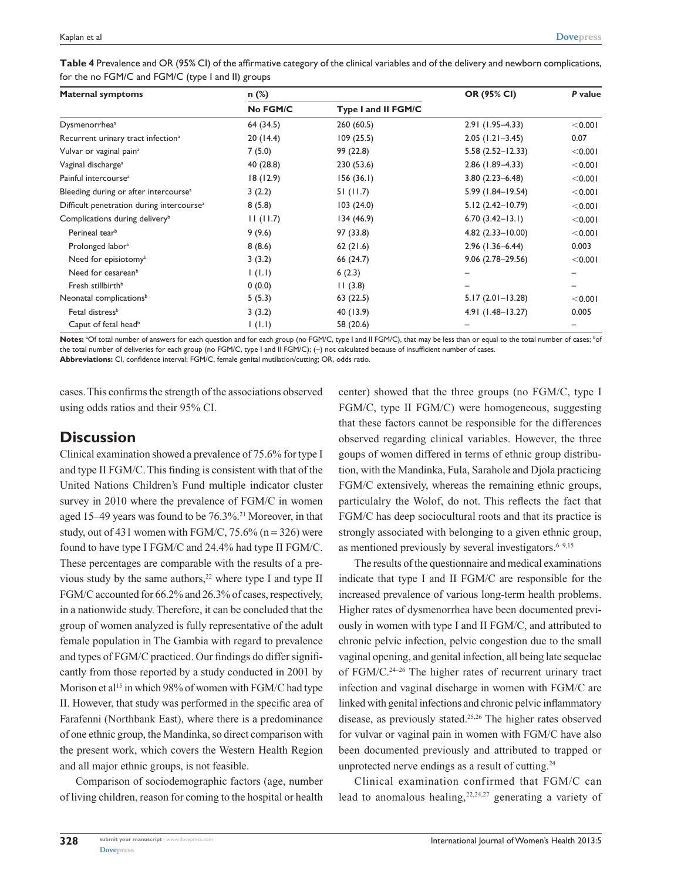**Table 4** Prevalence and OR (95% CI) of the affirmative category of the clinical variables and of the delivery and newborn complications, for the no FGM/C and FGM/C (type I and II) groups

| Maternal symptoms | n (%) | | OR (95% CI) | *P* value |
|---|---|---|---|---|
| | No FGM/C | Type I and II FGM/C | | |
| Dysmenorrhea[a] | 64 (34.5) | 260 (60.5) | 2.91 (1.95–4.33) | <0.001 |
| Recurrent urinary tract infection[a] | 20 (14.4) | 109 (25.5) | 2.05 (1.21–3.45) | 0.07 |
| Vulvar or vaginal pain[a] | 7 (5.0) | 99 (22.8) | 5.58 (2.52–12.33) | <0.001 |
| Vaginal discharge[a] | 40 (28.8) | 230 (53.6) | 2.86 (1.89–4.33) | <0.001 |
| Painful intercourse[a] | 18 (12.9) | 156 (36.1) | 3.80 (2.23–6.48) | <0.001 |
| Bleeding during or after intercourse[a] | 3 (2.2) | 51 (11.7) | 5.99 (1.84–19.54) | <0.001 |
| Difficult penetration during intercourse[a] | 8 (5.8) | 103 (24.0) | 5.12 (2.42–10.79) | <0.001 |
| Complications during delivery[b] | 11 (11.7) | 134 (46.9) | 6.70 (3.42–13.1) | <0.001 |
| Perineal tear[b] | 9 (9.6) | 97 (33.8) | 4.82 (2.33–10.00) | <0.001 |
| Prolonged labor[b] | 8 (8.6) | 62 (21.6) | 2.96 (1.36–6.44) | 0.003 |
| Need for episiotomy[b] | 3 (3.2) | 66 (24.7) | 9.06 (2.78–29.56) | <0.001 |
| Need for cesarean[b] | 1 (1.1) | 6 (2.3) | – | – |
| Fresh stillbirth[b] | 0 (0.0) | 11 (3.8) | – | – |
| Neonatal complications[b] | 5 (5.3) | 63 (22.5) | 5.17 (2.01–13.28) | <0.001 |
| Fetal distress[b] | 3 (3.2) | 40 (13.9) | 4.91 (1.48–13.27) | 0.005 |
| Caput of fetal head[b] | 1 (1.1) | 58 (20.6) | – | – |

**Notes:** [a]Of total number of answers for each question and for each group (no FGM/C, type I and II FGM/C), that may be less than or equal to the total number of cases; [b]of the total number of deliveries for each group (no FGM/C, type I and II FGM/C); (–) not calculated because of insufficient number of cases.
**Abbreviations:** CI, confidence interval; FGM/C, female genital mutilation/cutting; OR, odds ratio.

cases. This confirms the strength of the associations observed using odds ratios and their 95% CI.

## Discussion

Clinical examination showed a prevalence of 75.6% for type I and type II FGM/C. This finding is consistent with that of the United Nations Children's Fund multiple indicator cluster survey in 2010 where the prevalence of FGM/C in women aged 15–49 years was found to be 76.3%.[21] Moreover, in that study, out of 431 women with FGM/C, 75.6% (n = 326) were found to have type I FGM/C and 24.4% had type II FGM/C. These percentages are comparable with the results of a previous study by the same authors,[22] where type I and type II FGM/C accounted for 66.2% and 26.3% of cases, respectively, in a nationwide study. Therefore, it can be concluded that the group of women analyzed is fully representative of the adult female population in The Gambia with regard to prevalence and types of FGM/C practiced. Our findings do differ significantly from those reported by a study conducted in 2001 by Morison et al[15] in which 98% of women with FGM/C had type II. However, that study was performed in the specific area of Farafenni (Northbank East), where there is a predominance of one ethnic group, the Mandinka, so direct comparison with the present work, which covers the Western Health Region and all major ethnic groups, is not feasible.

Comparison of sociodemographic factors (age, number of living children, reason for coming to the hospital or health center) showed that the three groups (no FGM/C, type I FGM/C, type II FGM/C) were homogeneous, suggesting that these factors cannot be responsible for the differences observed regarding clinical variables. However, the three goups of women differed in terms of ethnic group distribution, with the Mandinka, Fula, Sarahole and Djola practicing FGM/C extensively, whereas the remaining ethnic groups, particulalry the Wolof, do not. This reflects the fact that FGM/C has deep sociocultural roots and that its practice is strongly associated with belonging to a given ethnic group, as mentioned previously by several investigators.[6–9,15]

The results of the questionnaire and medical examinations indicate that type I and II FGM/C are responsible for the increased prevalence of various long-term health problems. Higher rates of dysmenorrhea have been documented previously in women with type I and II FGM/C, and attributed to chronic pelvic infection, pelvic congestion due to the small vaginal opening, and genital infection, all being late sequelae of FGM/C.[24–26] The higher rates of recurrent urinary tract infection and vaginal discharge in women with FGM/C are linked with genital infections and chronic pelvic inflammatory disease, as previously stated.[25,26] The higher rates observed for vulvar or vaginal pain in women with FGM/C have also been documented previously and attributed to trapped or unprotected nerve endings as a result of cutting.[24]

Clinical examination confirmed that FGM/C can lead to anomalous healing,[22,24,27] generating a variety of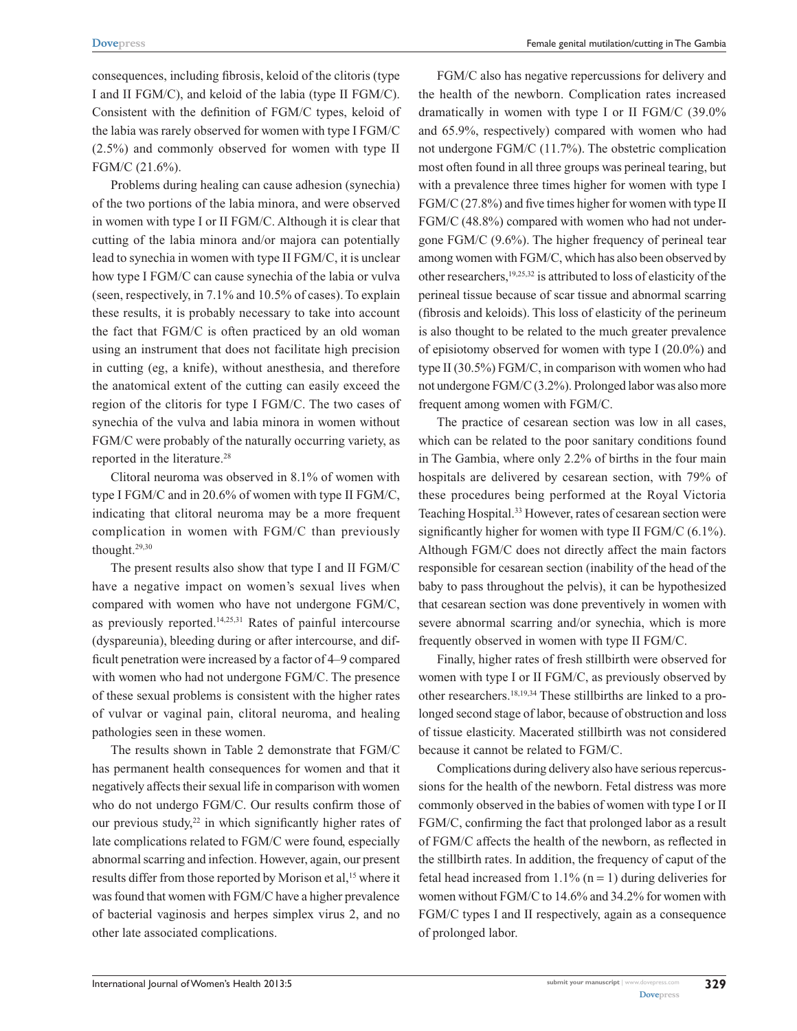consequences, including fibrosis, keloid of the clitoris (type I and II FGM/C), and keloid of the labia (type II FGM/C). Consistent with the definition of FGM/C types, keloid of the labia was rarely observed for women with type I FGM/C (2.5%) and commonly observed for women with type II FGM/C (21.6%).

Problems during healing can cause adhesion (synechia) of the two portions of the labia minora, and were observed in women with type I or II FGM/C. Although it is clear that cutting of the labia minora and/or majora can potentially lead to synechia in women with type II FGM/C, it is unclear how type I FGM/C can cause synechia of the labia or vulva (seen, respectively, in 7.1% and 10.5% of cases). To explain these results, it is probably necessary to take into account the fact that FGM/C is often practiced by an old woman using an instrument that does not facilitate high precision in cutting (eg, a knife), without anesthesia, and therefore the anatomical extent of the cutting can easily exceed the region of the clitoris for type I FGM/C. The two cases of synechia of the vulva and labia minora in women without FGM/C were probably of the naturally occurring variety, as reported in the literature.[28]

Clitoral neuroma was observed in 8.1% of women with type I FGM/C and in 20.6% of women with type II FGM/C, indicating that clitoral neuroma may be a more frequent complication in women with FGM/C than previously thought.[29,30]

The present results also show that type I and II FGM/C have a negative impact on women's sexual lives when compared with women who have not undergone FGM/C, as previously reported.[14,25,31] Rates of painful intercourse (dyspareunia), bleeding during or after intercourse, and difficult penetration were increased by a factor of 4–9 compared with women who had not undergone FGM/C. The presence of these sexual problems is consistent with the higher rates of vulvar or vaginal pain, clitoral neuroma, and healing pathologies seen in these women.

The results shown in Table 2 demonstrate that FGM/C has permanent health consequences for women and that it negatively affects their sexual life in comparison with women who do not undergo FGM/C. Our results confirm those of our previous study,[22] in which significantly higher rates of late complications related to FGM/C were found, especially abnormal scarring and infection. However, again, our present results differ from those reported by Morison et al,[15] where it was found that women with FGM/C have a higher prevalence of bacterial vaginosis and herpes simplex virus 2, and no other late associated complications.

FGM/C also has negative repercussions for delivery and the health of the newborn. Complication rates increased dramatically in women with type I or II FGM/C (39.0% and 65.9%, respectively) compared with women who had not undergone FGM/C (11.7%). The obstetric complication most often found in all three groups was perineal tearing, but with a prevalence three times higher for women with type I FGM/C (27.8%) and five times higher for women with type II FGM/C (48.8%) compared with women who had not undergone FGM/C (9.6%). The higher frequency of perineal tear among women with FGM/C, which has also been observed by other researchers,[19,25,32] is attributed to loss of elasticity of the perineal tissue because of scar tissue and abnormal scarring (fibrosis and keloids). This loss of elasticity of the perineum is also thought to be related to the much greater prevalence of episiotomy observed for women with type I (20.0%) and type II (30.5%) FGM/C, in comparison with women who had not undergone FGM/C (3.2%). Prolonged labor was also more frequent among women with FGM/C.

The practice of cesarean section was low in all cases, which can be related to the poor sanitary conditions found in The Gambia, where only 2.2% of births in the four main hospitals are delivered by cesarean section, with 79% of these procedures being performed at the Royal Victoria Teaching Hospital.[33] However, rates of cesarean section were significantly higher for women with type II FGM/C (6.1%). Although FGM/C does not directly affect the main factors responsible for cesarean section (inability of the head of the baby to pass throughout the pelvis), it can be hypothesized that cesarean section was done preventively in women with severe abnormal scarring and/or synechia, which is more frequently observed in women with type II FGM/C.

Finally, higher rates of fresh stillbirth were observed for women with type I or II FGM/C, as previously observed by other researchers.[18,19,34] These stillbirths are linked to a prolonged second stage of labor, because of obstruction and loss of tissue elasticity. Macerated stillbirth was not considered because it cannot be related to FGM/C.

Complications during delivery also have serious repercussions for the health of the newborn. Fetal distress was more commonly observed in the babies of women with type I or II FGM/C, confirming the fact that prolonged labor as a result of FGM/C affects the health of the newborn, as reflected in the stillbirth rates. In addition, the frequency of caput of the fetal head increased from 1.1% ($n = 1$) during deliveries for women without FGM/C to 14.6% and 34.2% for women with FGM/C types I and II respectively, again as a consequence of prolonged labor.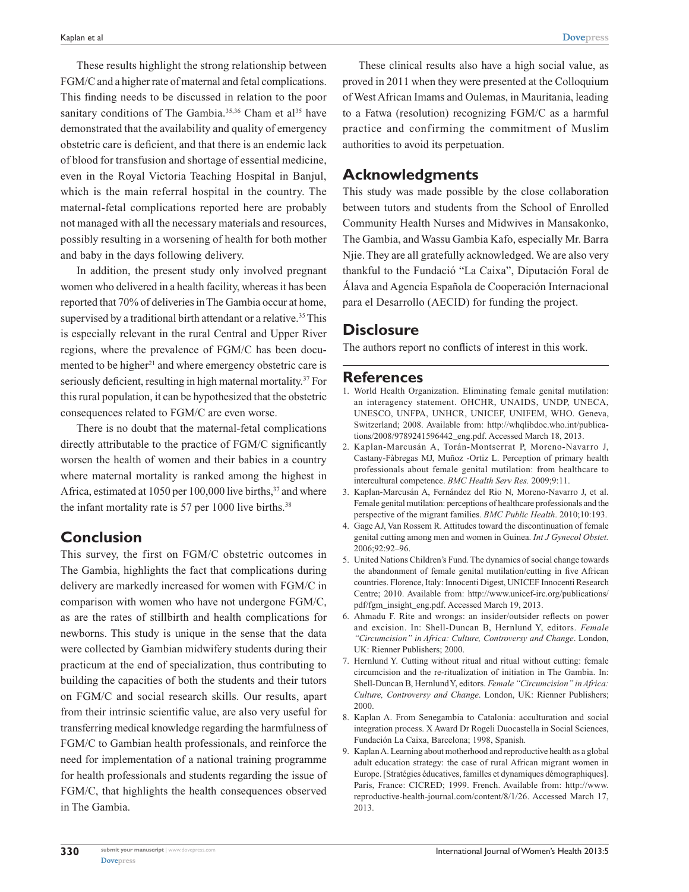These results highlight the strong relationship between FGM/C and a higher rate of maternal and fetal complications. This finding needs to be discussed in relation to the poor sanitary conditions of The Gambia.[35,36] Cham et al[35] have demonstrated that the availability and quality of emergency obstetric care is deficient, and that there is an endemic lack of blood for transfusion and shortage of essential medicine, even in the Royal Victoria Teaching Hospital in Banjul, which is the main referral hospital in the country. The maternal-fetal complications reported here are probably not managed with all the necessary materials and resources, possibly resulting in a worsening of health for both mother and baby in the days following delivery.

In addition, the present study only involved pregnant women who delivered in a health facility, whereas it has been reported that 70% of deliveries in The Gambia occur at home, supervised by a traditional birth attendant or a relative.[35] This is especially relevant in the rural Central and Upper River regions, where the prevalence of FGM/C has been documented to be higher[21] and where emergency obstetric care is seriously deficient, resulting in high maternal mortality.[37] For this rural population, it can be hypothesized that the obstetric consequences related to FGM/C are even worse.

There is no doubt that the maternal-fetal complications directly attributable to the practice of FGM/C significantly worsen the health of women and their babies in a country where maternal mortality is ranked among the highest in Africa, estimated at 1050 per 100,000 live births,[37] and where the infant mortality rate is 57 per 1000 live births.[38]

## Conclusion

This survey, the first on FGM/C obstetric outcomes in The Gambia, highlights the fact that complications during delivery are markedly increased for women with FGM/C in comparison with women who have not undergone FGM/C, as are the rates of stillbirth and health complications for newborns. This study is unique in the sense that the data were collected by Gambian midwifery students during their practicum at the end of specialization, thus contributing to building the capacities of both the students and their tutors on FGM/C and social research skills. Our results, apart from their intrinsic scientific value, are also very useful for transferring medical knowledge regarding the harmfulness of FGM/C to Gambian health professionals, and reinforce the need for implementation of a national training programme for health professionals and students regarding the issue of FGM/C, that highlights the health consequences observed in The Gambia.

These clinical results also have a high social value, as proved in 2011 when they were presented at the Colloquium of West African Imams and Oulemas, in Mauritania, leading to a Fatwa (resolution) recognizing FGM/C as a harmful practice and confirming the commitment of Muslim authorities to avoid its perpetuation.

## Acknowledgments

This study was made possible by the close collaboration between tutors and students from the School of Enrolled Community Health Nurses and Midwives in Mansakonko, The Gambia, and Wassu Gambia Kafo, especially Mr. Barra Njie. They are all gratefully acknowledged. We are also very thankful to the Fundació "La Caixa", Diputación Foral de Álava and Agencia Española de Cooperación Internacional para el Desarrollo (AECID) for funding the project.

## Disclosure

The authors report no conflicts of interest in this work.

## References

1. World Health Organization. Eliminating female genital mutilation: an interagency statement. OHCHR, UNAIDS, UNDP, UNECA, UNESCO, UNFPA, UNHCR, UNICEF, UNIFEM, WHO. Geneva, Switzerland; 2008. Available from: http://whqlibdoc.who.int/publications/2008/9789241596442_eng.pdf. Accessed March 18, 2013.
2. Kaplan-Marcusán A, Torán-Montserrat P, Moreno-Navarro J, Castany-Fàbregas MJ, Muñoz -Ortiz L. Perception of primary health professionals about female genital mutilation: from healthcare to intercultural competence. *BMC Health Serv Res.* 2009;9:11.
3. Kaplan-Marcusán A, Fernández del Rio N, Moreno-Navarro J, et al. Female genital mutilation: perceptions of healthcare professionals and the perspective of the migrant families. *BMC Public Health*. 2010;10:193.
4. Gage AJ, Van Rossem R. Attitudes toward the discontinuation of female genital cutting among men and women in Guinea. *Int J Gynecol Obstet.* 2006;92:92–96.
5. United Nations Children's Fund. The dynamics of social change towards the abandonment of female genital mutilation/cutting in five African countries. Florence, Italy: Innocenti Digest, UNICEF Innocenti Research Centre; 2010. Available from: http://www.unicef-irc.org/publications/pdf/fgm_insight_eng.pdf. Accessed March 19, 2013.
6. Ahmadu F. Rite and wrongs: an insider/outsider reflects on power and excision. In: Shell-Duncan B, Hernlund Y, editors. *Female "Circumcision" in Africa: Culture, Controversy and Change*. London, UK: Rienner Publishers; 2000.
7. Hernlund Y. Cutting without ritual and ritual without cutting: female circumcision and the re-ritualization of initiation in The Gambia. In: Shell-Duncan B, Hernlund Y, editors. *Female "Circumcision" in Africa: Culture, Controversy and Change*. London, UK: Rienner Publishers; 2000.
8. Kaplan A. From Senegambia to Catalonia: acculturation and social integration process. X Award Dr Rogeli Duocastella in Social Sciences, Fundación La Caixa, Barcelona; 1998, Spanish.
9. Kaplan A. Learning about motherhood and reproductive health as a global adult education strategy: the case of rural African migrant women in Europe. [Stratégies éducatives, familles et dynamiques démographiques]. Paris, France: CICRED; 1999. French. Available from: http://www.reproductive-health-journal.com/content/8/1/26. Accessed March 17, 2013.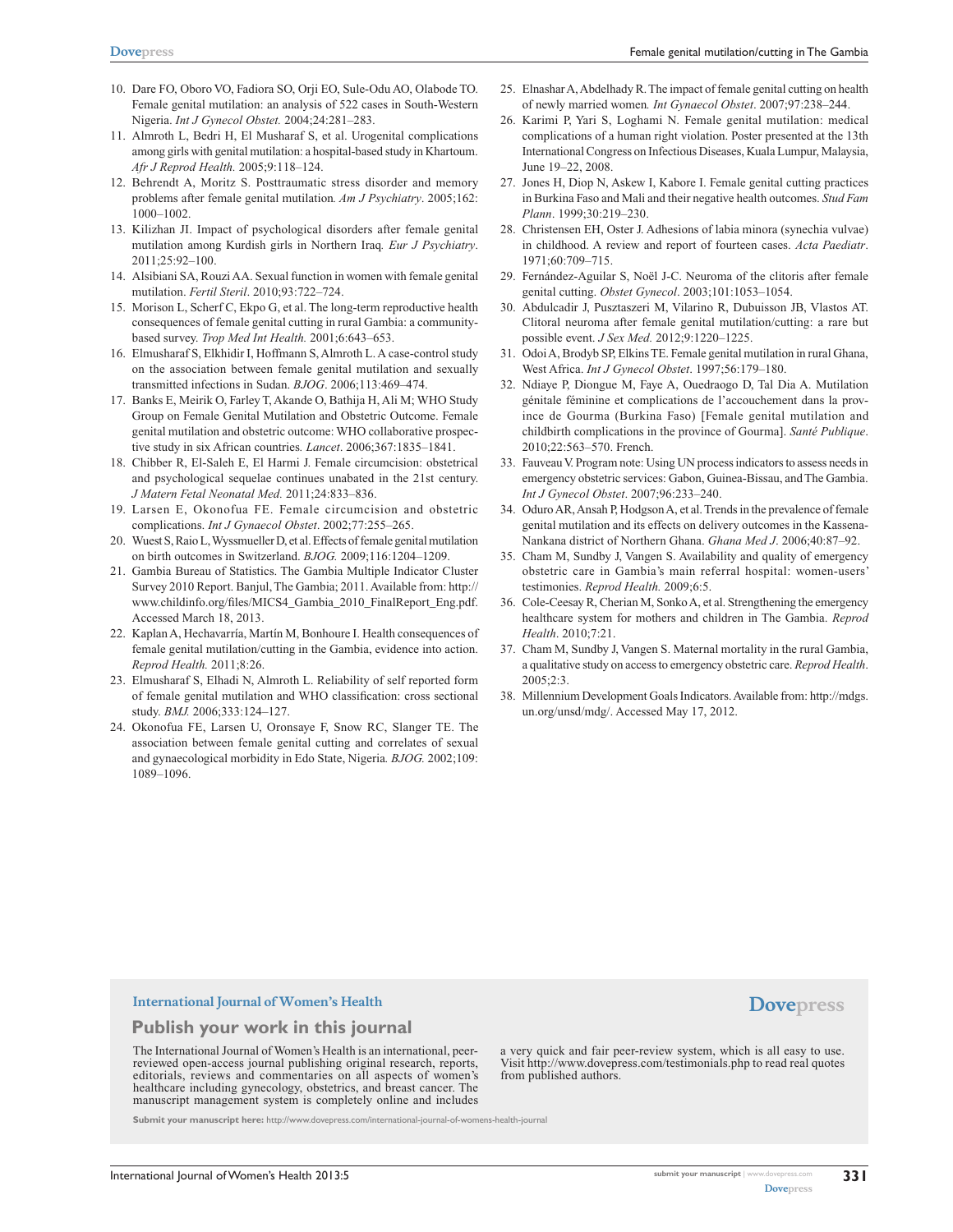10. Dare FO, Oboro VO, Fadiora SO, Orji EO, Sule-Odu AO, Olabode TO. Female genital mutilation: an analysis of 522 cases in South-Western Nigeria. *Int J Gynecol Obstet.* 2004;24:281–283.
11. Almroth L, Bedri H, El Musharaf S, et al. Urogenital complications among girls with genital mutilation: a hospital-based study in Khartoum. *Afr J Reprod Health.* 2005;9:118–124.
12. Behrendt A, Moritz S. Posttraumatic stress disorder and memory problems after female genital mutilation. *Am J Psychiatry*. 2005;162:1000–1002.
13. Kilizhan JI. Impact of psychological disorders after female genital mutilation among Kurdish girls in Northern Iraq. *Eur J Psychiatry*. 2011;25:92–100.
14. Alsibiani SA, Rouzi AA. Sexual function in women with female genital mutilation. *Fertil Steril*. 2010;93:722–724.
15. Morison L, Scherf C, Ekpo G, et al. The long-term reproductive health consequences of female genital cutting in rural Gambia: a community-based survey. *Trop Med Int Health.* 2001;6:643–653.
16. Elmusharaf S, Elkhidir I, Hoffmann S, Almroth L. A case-control study on the association between female genital mutilation and sexually transmitted infections in Sudan. *BJOG*. 2006;113:469–474.
17. Banks E, Meirik O, Farley T, Akande O, Bathija H, Ali M; WHO Study Group on Female Genital Mutilation and Obstetric Outcome. Female genital mutilation and obstetric outcome: WHO collaborative prospective study in six African countries. *Lancet*. 2006;367:1835–1841.
18. Chibber R, El-Saleh E, El Harmi J. Female circumcision: obstetrical and psychological sequelae continues unabated in the 21st century. *J Matern Fetal Neonatal Med.* 2011;24:833–836.
19. Larsen E, Okonofua FE. Female circumcision and obstetric complications. *Int J Gynaecol Obstet*. 2002;77:255–265.
20. Wuest S, Raio L, Wyssmueller D, et al. Effects of female genital mutilation on birth outcomes in Switzerland. *BJOG.* 2009;116:1204–1209.
21. Gambia Bureau of Statistics. The Gambia Multiple Indicator Cluster Survey 2010 Report. Banjul, The Gambia; 2011. Available from: http://www.childinfo.org/files/MICS4_Gambia_2010_FinalReport_Eng.pdf. Accessed March 18, 2013.
22. Kaplan A, Hechavarría, Martín M, Bonhoure I. Health consequences of female genital mutilation/cutting in the Gambia, evidence into action. *Reprod Health.* 2011;8:26.
23. Elmusharaf S, Elhadi N, Almroth L. Reliability of self reported form of female genital mutilation and WHO classification: cross sectional study. *BMJ.* 2006;333:124–127.
24. Okonofua FE, Larsen U, Oronsaye F, Snow RC, Slanger TE. The association between female genital cutting and correlates of sexual and gynaecological morbidity in Edo State, Nigeria. *BJOG.* 2002;109:1089–1096.
25. Elnashar A, Abdelhady R. The impact of female genital cutting on health of newly married women. *Int Gynaecol Obstet*. 2007;97:238–244.
26. Karimi P, Yari S, Loghami N. Female genital mutilation: medical complications of a human right violation. Poster presented at the 13th International Congress on Infectious Diseases, Kuala Lumpur, Malaysia, June 19–22, 2008.
27. Jones H, Diop N, Askew I, Kabore I. Female genital cutting practices in Burkina Faso and Mali and their negative health outcomes. *Stud Fam Plann*. 1999;30:219–230.
28. Christensen EH, Oster J. Adhesions of labia minora (synechia vulvae) in childhood. A review and report of fourteen cases. *Acta Paediatr*. 1971;60:709–715.
29. Fernández-Aguilar S, Noël J-C. Neuroma of the clitoris after female genital cutting. *Obstet Gynecol*. 2003;101:1053–1054.
30. Abdulcadir J, Pusztaszeri M, Vilarino R, Dubuisson JB, Vlastos AT. Clitoral neuroma after female genital mutilation/cutting: a rare but possible event. *J Sex Med.* 2012;9:1220–1225.
31. Odoi A, Brodyb SP, Elkins TE. Female genital mutilation in rural Ghana, West Africa. *Int J Gynecol Obstet*. 1997;56:179–180.
32. Ndiaye P, Diongue M, Faye A, Ouedraogo D, Tal Dia A. Mutilation génitale féminine et complications de l'accouchement dans la province de Gourma (Burkina Faso) [Female genital mutilation and childbirth complications in the province of Gourma]. *Santé Publique*. 2010;22:563–570. French.
33. Fauveau V. Program note: Using UN process indicators to assess needs in emergency obstetric services: Gabon, Guinea-Bissau, and The Gambia. *Int J Gynecol Obstet*. 2007;96:233–240.
34. Oduro AR, Ansah P, Hodgson A, et al. Trends in the prevalence of female genital mutilation and its effects on delivery outcomes in the Kassena-Nankana district of Northern Ghana. *Ghana Med J*. 2006;40:87–92.
35. Cham M, Sundby J, Vangen S. Availability and quality of emergency obstetric care in Gambia's main referral hospital: women-users' testimonies. *Reprod Health.* 2009;6:5.
36. Cole-Ceesay R, Cherian M, Sonko A, et al. Strengthening the emergency healthcare system for mothers and children in The Gambia. *Reprod Health*. 2010;7:21.
37. Cham M, Sundby J, Vangen S. Maternal mortality in the rural Gambia, a qualitative study on access to emergency obstetric care. *Reprod Health*. 2005;2:3.
38. Millennium Development Goals Indicators. Available from: http://mdgs.un.org/unsd/mdg/. Accessed May 17, 2012.

**International Journal of Women's Health**

## Publish your work in this journal

The International Journal of Women's Health is an international, peer-reviewed open-access journal publishing original research, reports, editorials, reviews and commentaries on all aspects of women's healthcare including gynecology, obstetrics, and breast cancer. The manuscript management system is completely online and includes a very quick and fair peer-review system, which is all easy to use. Visit http://www.dovepress.com/testimonials.php to read real quotes from published authors.

**Submit your manuscript here:** http://www.dovepress.com/international-journal-of-womens-health-journal